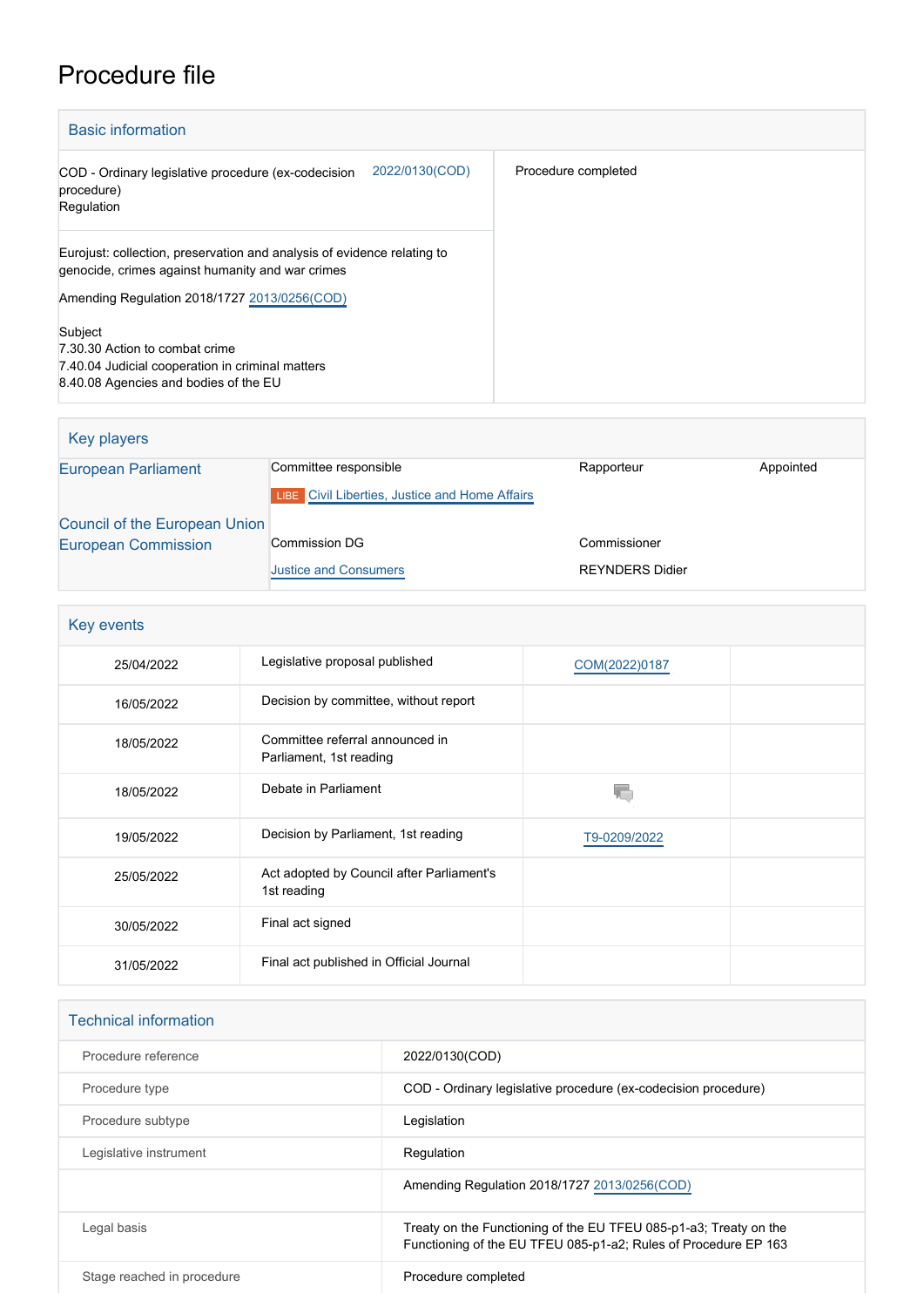# Procedure file

## Basic information

| | |
|---|---|
| COD - Ordinary legislative procedure (ex-codecision procedure) 2022/0130(COD)<br>Regulation | Procedure completed |
| Eurojust: collection, preservation and analysis of evidence relating to genocide, crimes against humanity and war crimes<br><br>Amending Regulation 2018/1727 2013/0256(COD)<br><br>Subject<br>7.30.30 Action to combat crime<br>7.40.04 Judicial cooperation in criminal matters<br>8.40.08 Agencies and bodies of the EU | |

## Key players

| | | | |
|---|---|---|---|
| European Parliament | Committee responsible | Rapporteur | Appointed |
| | LIBE Civil Liberties, Justice and Home Affairs | | |
| Council of the European Union | | | |
| European Commission | Commission DG | Commissioner | |
| | Justice and Consumers | REYNDERS Didier | |

## Key events

| | | | |
|---|---|---|---|
| 25/04/2022 | Legislative proposal published | COM(2022)0187 | |
| 16/05/2022 | Decision by committee, without report | | |
| 18/05/2022 | Committee referral announced in Parliament, 1st reading | | |
| 18/05/2022 | Debate in Parliament | | |
| 19/05/2022 | Decision by Parliament, 1st reading | T9-0209/2022 | |
| 25/05/2022 | Act adopted by Council after Parliament's 1st reading | | |
| 30/05/2022 | Final act signed | | |
| 31/05/2022 | Final act published in Official Journal | | |

## Technical information

| | |
|---|---|
| Procedure reference | 2022/0130(COD) |
| Procedure type | COD - Ordinary legislative procedure (ex-codecision procedure) |
| Procedure subtype | Legislation |
| Legislative instrument | Regulation |
| | Amending Regulation 2018/1727 2013/0256(COD) |
| Legal basis | Treaty on the Functioning of the EU TFEU 085-p1-a3; Treaty on the Functioning of the EU TFEU 085-p1-a2; Rules of Procedure EP 163 |
| Stage reached in procedure | Procedure completed |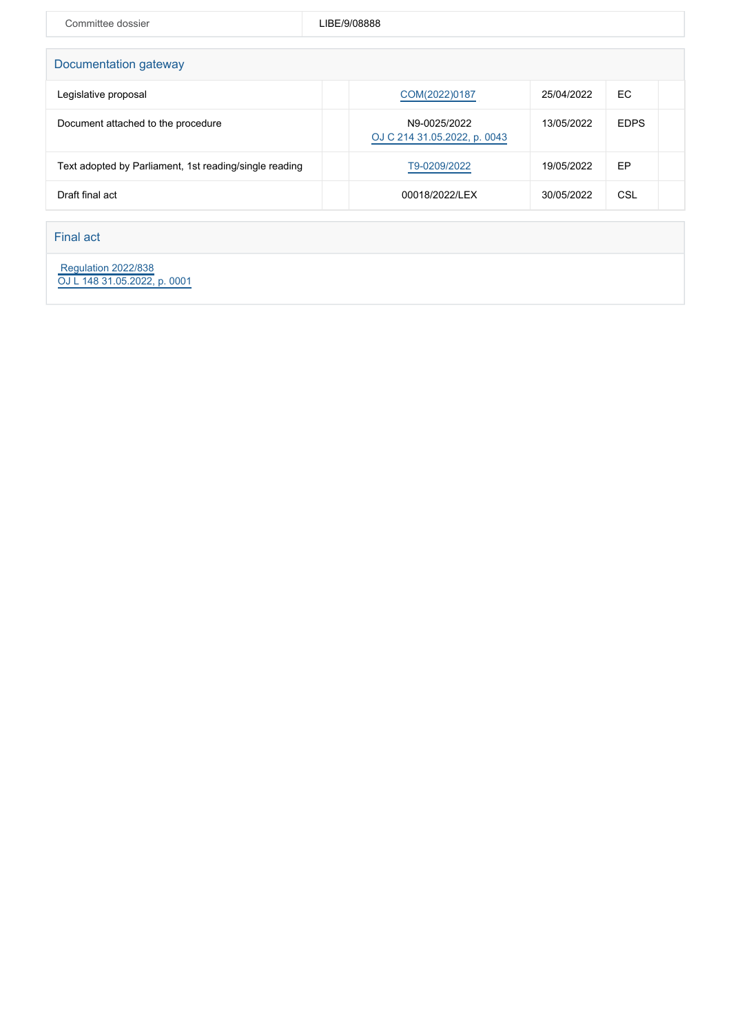| | |
|---|---|
| Committee dossier | LIBE/9/08888 |

## Documentation gateway

| | | | | | |
|---|---|---|---|---|---|
| Legislative proposal | | COM(2022)0187 | 25/04/2022 | EC | |
| Document attached to the procedure | | N9-0025/2022 OJ C 214 31.05.2022, p. 0043 | 13/05/2022 | EDPS | |
| Text adopted by Parliament, 1st reading/single reading | | T9-0209/2022 | 19/05/2022 | EP | |
| Draft final act | | 00018/2022/LEX | 30/05/2022 | CSL | |

## Final act

Regulation 2022/838
OJ L 148 31.05.2022, p. 0001